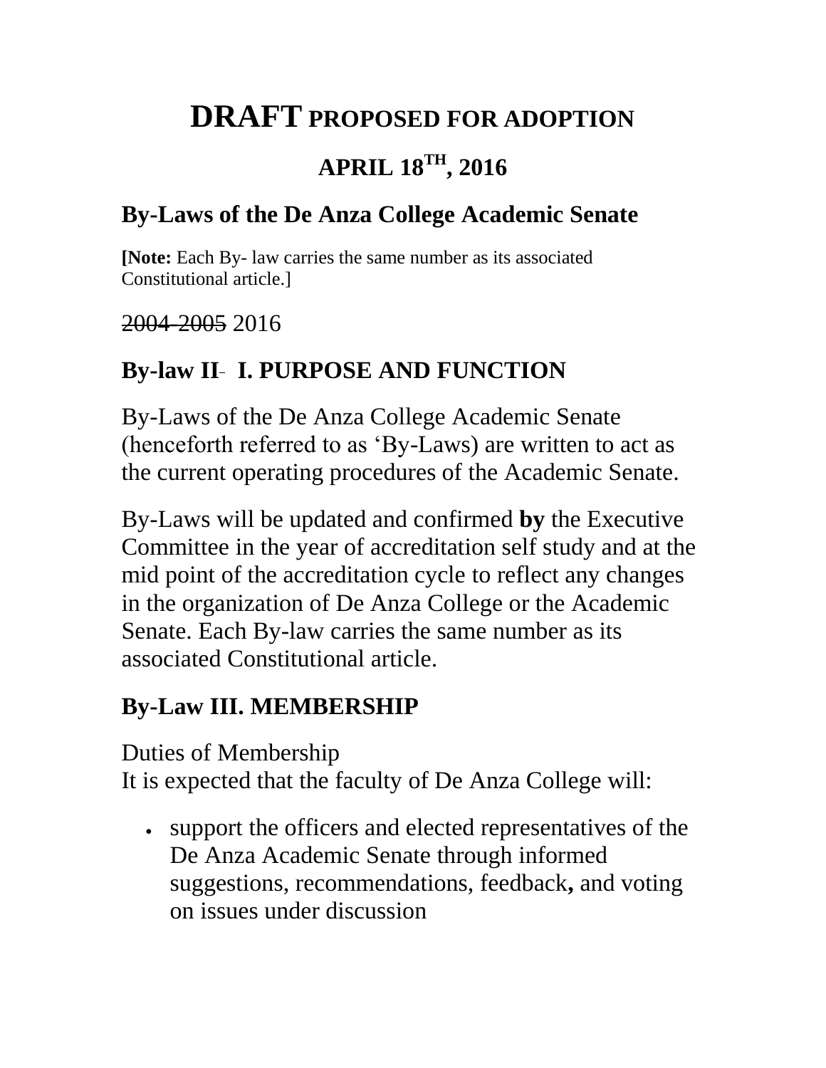# DRAFT PROPOSED FOR ADOPTION

# APRIL 18TH, 2016

## By-Laws of the De Anza College Academic Senate

**[Note:** Each By- law carries the same number as its associated Constitutional article.]

~~2004-2005~~ 2016

## By-law II I. PURPOSE AND FUNCTION

By-Laws of the De Anza College Academic Senate (henceforth referred to as 'By-Laws) are written to act as the current operating procedures of the Academic Senate.

By-Laws will be updated and confirmed **by** the Executive Committee in the year of accreditation self study and at the mid point of the accreditation cycle to reflect any changes in the organization of De Anza College or the Academic Senate. Each By-law carries the same number as its associated Constitutional article.

## By-Law III. MEMBERSHIP

Duties of Membership
It is expected that the faculty of De Anza College will:

- support the officers and elected representatives of the De Anza Academic Senate through informed suggestions, recommendations, feedback**,** and voting on issues under discussion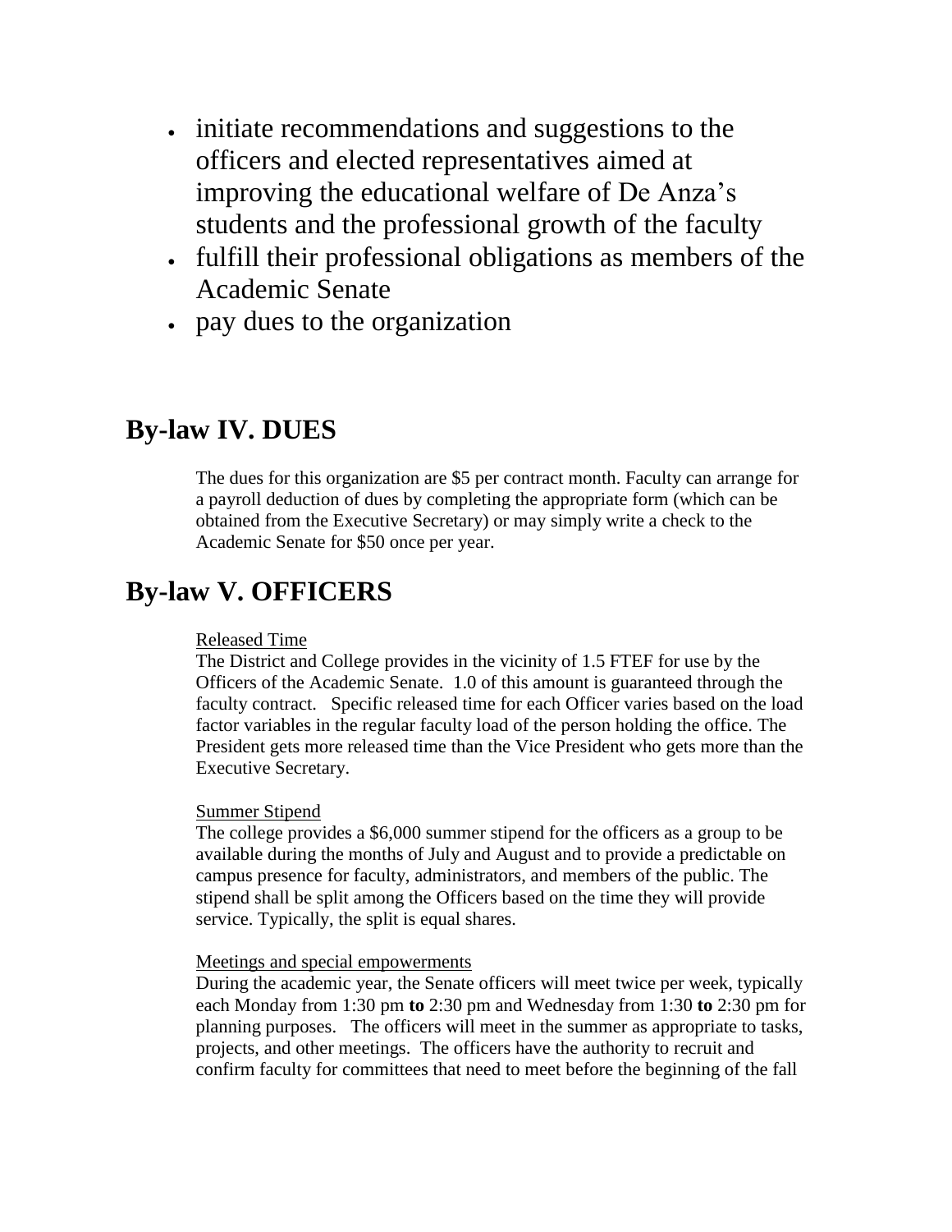- initiate recommendations and suggestions to the officers and elected representatives aimed at improving the educational welfare of De Anza's students and the professional growth of the faculty
- fulfill their professional obligations as members of the Academic Senate
- pay dues to the organization

## By-law IV. DUES

The dues for this organization are $5 per contract month. Faculty can arrange for a payroll deduction of dues by completing the appropriate form (which can be obtained from the Executive Secretary) or may simply write a check to the Academic Senate for $50 once per year.

## By-law V. OFFICERS

<u>Released Time</u>

The District and College provides in the vicinity of 1.5 FTEF for use by the Officers of the Academic Senate. 1.0 of this amount is guaranteed through the faculty contract. Specific released time for each Officer varies based on the load factor variables in the regular faculty load of the person holding the office. The President gets more released time than the Vice President who gets more than the Executive Secretary.

<u>Summer Stipend</u>

The college provides a $6,000 summer stipend for the officers as a group to be available during the months of July and August and to provide a predictable on campus presence for faculty, administrators, and members of the public. The stipend shall be split among the Officers based on the time they will provide service. Typically, the split is equal shares.

<u>Meetings and special empowerments</u>

During the academic year, the Senate officers will meet twice per week, typically each Monday from 1:30 pm **to** 2:30 pm and Wednesday from 1:30 **to** 2:30 pm for planning purposes. The officers will meet in the summer as appropriate to tasks, projects, and other meetings. The officers have the authority to recruit and confirm faculty for committees that need to meet before the beginning of the fall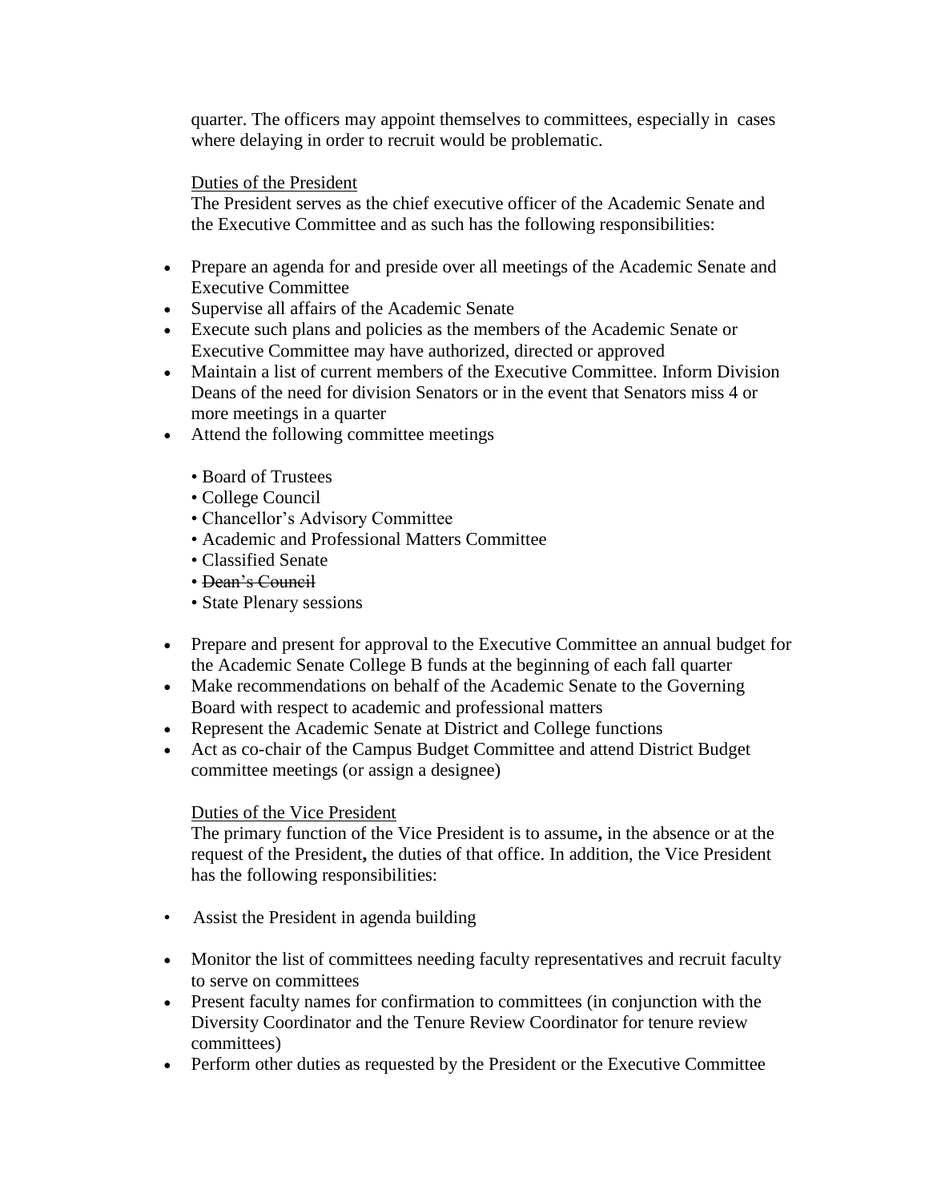quarter. The officers may appoint themselves to committees, especially in cases where delaying in order to recruit would be problematic.

Duties of the President

The President serves as the chief executive officer of the Academic Senate and the Executive Committee and as such has the following responsibilities:

- Prepare an agenda for and preside over all meetings of the Academic Senate and Executive Committee
- Supervise all affairs of the Academic Senate
- Execute such plans and policies as the members of the Academic Senate or Executive Committee may have authorized, directed or approved
- Maintain a list of current members of the Executive Committee. Inform Division Deans of the need for division Senators or in the event that Senators miss 4 or more meetings in a quarter
- Attend the following committee meetings
  - Board of Trustees
  - College Council
  - Chancellor's Advisory Committee
  - Academic and Professional Matters Committee
  - Classified Senate
  - ~~Dean's Council~~
  - State Plenary sessions
- Prepare and present for approval to the Executive Committee an annual budget for the Academic Senate College B funds at the beginning of each fall quarter
- Make recommendations on behalf of the Academic Senate to the Governing Board with respect to academic and professional matters
- Represent the Academic Senate at District and College functions
- Act as co-chair of the Campus Budget Committee and attend District Budget committee meetings (or assign a designee)

Duties of the Vice President

The primary function of the Vice President is to assume**,** in the absence or at the request of the President**,** the duties of that office. In addition, the Vice President has the following responsibilities:

- Assist the President in agenda building
- Monitor the list of committees needing faculty representatives and recruit faculty to serve on committees
- Present faculty names for confirmation to committees (in conjunction with the Diversity Coordinator and the Tenure Review Coordinator for tenure review committees)
- Perform other duties as requested by the President or the Executive Committee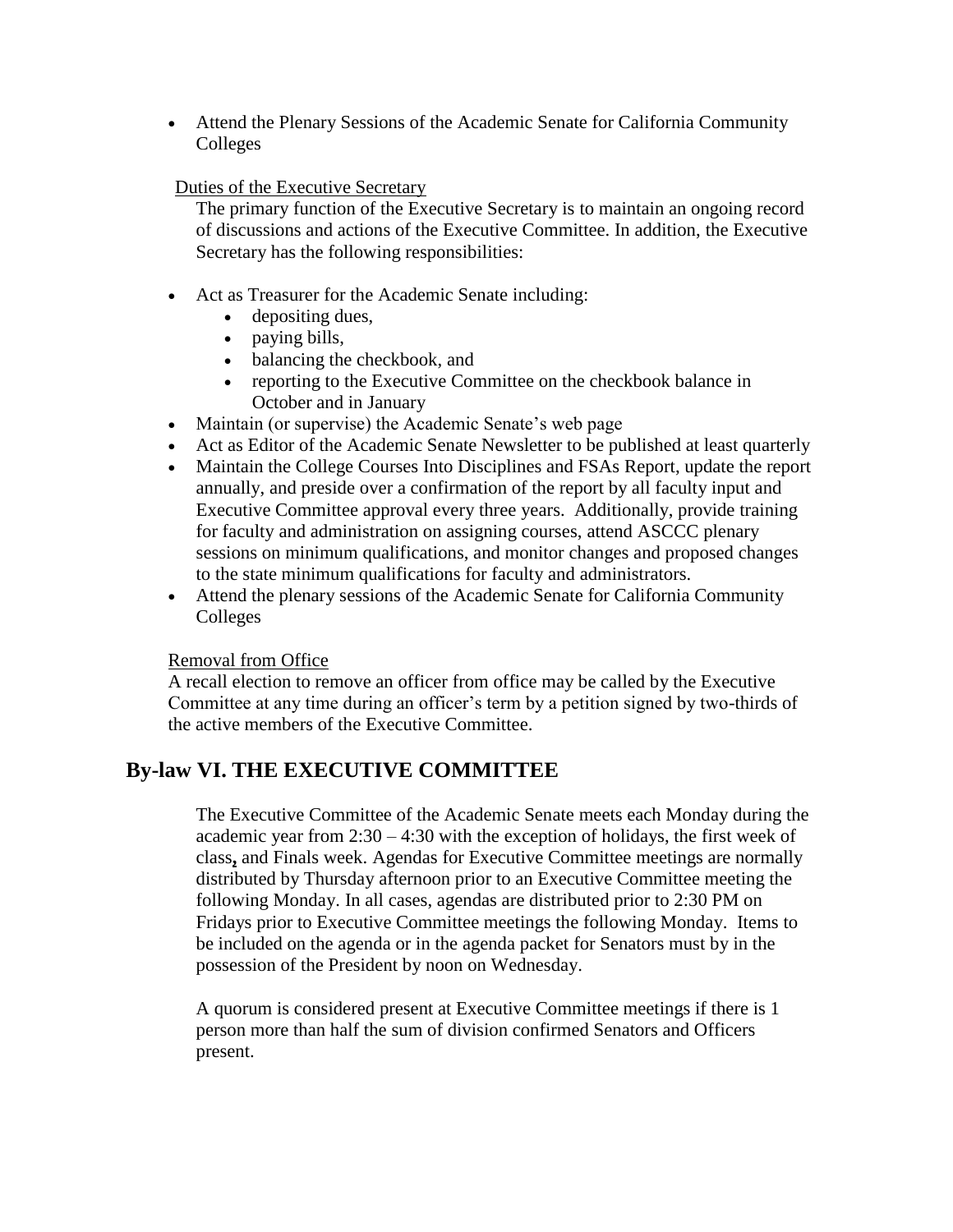- Attend the Plenary Sessions of the Academic Senate for California Community Colleges

Duties of the Executive Secretary

The primary function of the Executive Secretary is to maintain an ongoing record of discussions and actions of the Executive Committee. In addition, the Executive Secretary has the following responsibilities:

- Act as Treasurer for the Academic Senate including:
  - depositing dues,
  - paying bills,
  - balancing the checkbook, and
  - reporting to the Executive Committee on the checkbook balance in October and in January
- Maintain (or supervise) the Academic Senate's web page
- Act as Editor of the Academic Senate Newsletter to be published at least quarterly
- Maintain the College Courses Into Disciplines and FSAs Report, update the report annually, and preside over a confirmation of the report by all faculty input and Executive Committee approval every three years. Additionally, provide training for faculty and administration on assigning courses, attend ASCCC plenary sessions on minimum qualifications, and monitor changes and proposed changes to the state minimum qualifications for faculty and administrators.
- Attend the plenary sessions of the Academic Senate for California Community Colleges

Removal from Office

A recall election to remove an officer from office may be called by the Executive Committee at any time during an officer's term by a petition signed by two-thirds of the active members of the Executive Committee.

## By-law VI. THE EXECUTIVE COMMITTEE

The Executive Committee of the Academic Senate meets each Monday during the academic year from 2:30 – 4:30 with the exception of holidays, the first week of class, and Finals week. Agendas for Executive Committee meetings are normally distributed by Thursday afternoon prior to an Executive Committee meeting the following Monday. In all cases, agendas are distributed prior to 2:30 PM on Fridays prior to Executive Committee meetings the following Monday. Items to be included on the agenda or in the agenda packet for Senators must by in the possession of the President by noon on Wednesday.

A quorum is considered present at Executive Committee meetings if there is 1 person more than half the sum of division confirmed Senators and Officers present.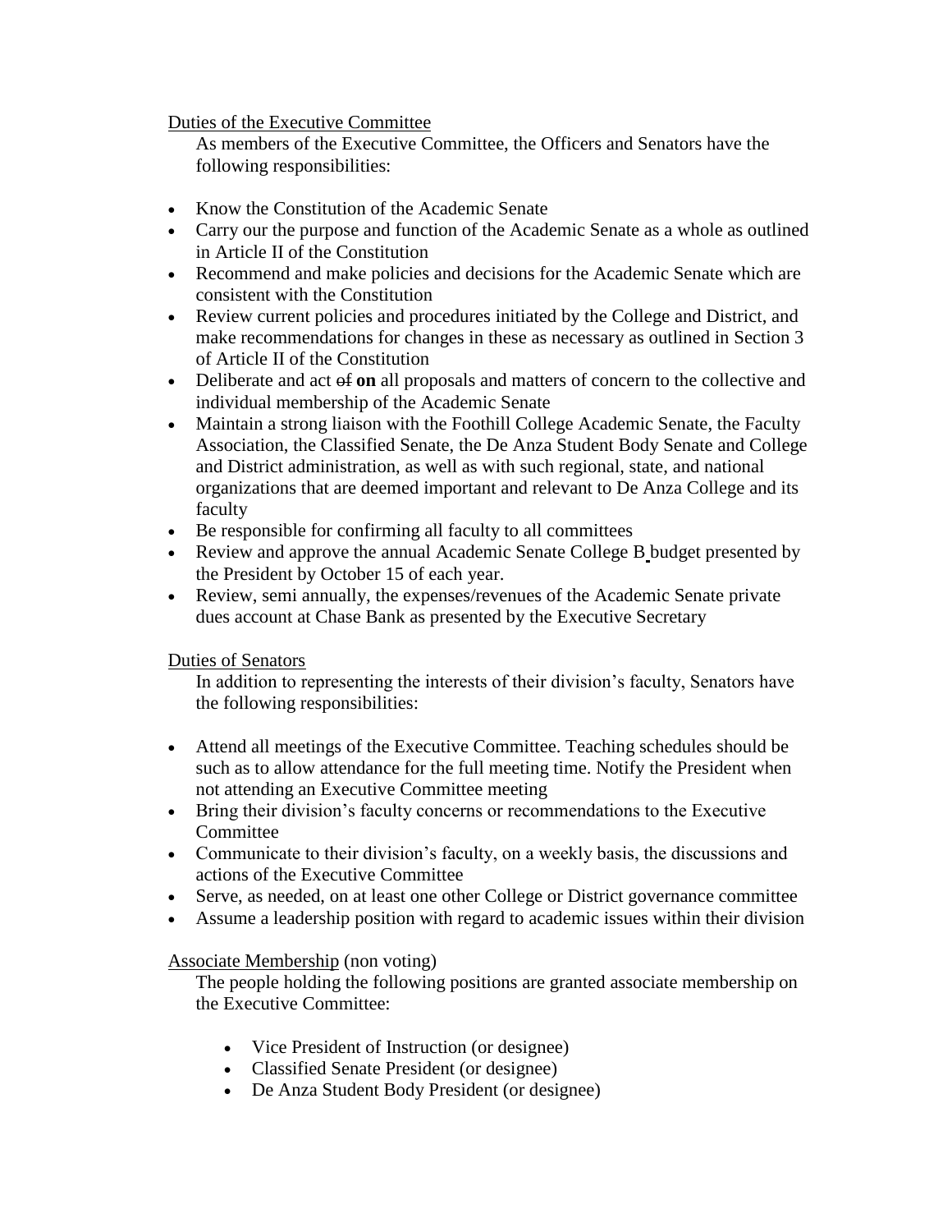<u>Duties of the Executive Committee</u>

As members of the Executive Committee, the Officers and Senators have the following responsibilities:

- Know the Constitution of the Academic Senate
- Carry our the purpose and function of the Academic Senate as a whole as outlined in Article II of the Constitution
- Recommend and make policies and decisions for the Academic Senate which are consistent with the Constitution
- Review current policies and procedures initiated by the College and District, and make recommendations for changes in these as necessary as outlined in Section 3 of Article II of the Constitution
- Deliberate and act ~~of~~ **on** all proposals and matters of concern to the collective and individual membership of the Academic Senate
- Maintain a strong liaison with the Foothill College Academic Senate, the Faculty Association, the Classified Senate, the De Anza Student Body Senate and College and District administration, as well as with such regional, state, and national organizations that are deemed important and relevant to De Anza College and its faculty
- Be responsible for confirming all faculty to all committees
- Review and approve the annual Academic Senate College B budget presented by the President by October 15 of each year.
- Review, semi annually, the expenses/revenues of the Academic Senate private dues account at Chase Bank as presented by the Executive Secretary

<u>Duties of Senators</u>

In addition to representing the interests of their division's faculty, Senators have the following responsibilities:

- Attend all meetings of the Executive Committee. Teaching schedules should be such as to allow attendance for the full meeting time. Notify the President when not attending an Executive Committee meeting
- Bring their division's faculty concerns or recommendations to the Executive Committee
- Communicate to their division's faculty, on a weekly basis, the discussions and actions of the Executive Committee
- Serve, as needed, on at least one other College or District governance committee
- Assume a leadership position with regard to academic issues within their division

<u>Associate Membership</u> (non voting)

The people holding the following positions are granted associate membership on the Executive Committee:

- Vice President of Instruction (or designee)
- Classified Senate President (or designee)
- De Anza Student Body President (or designee)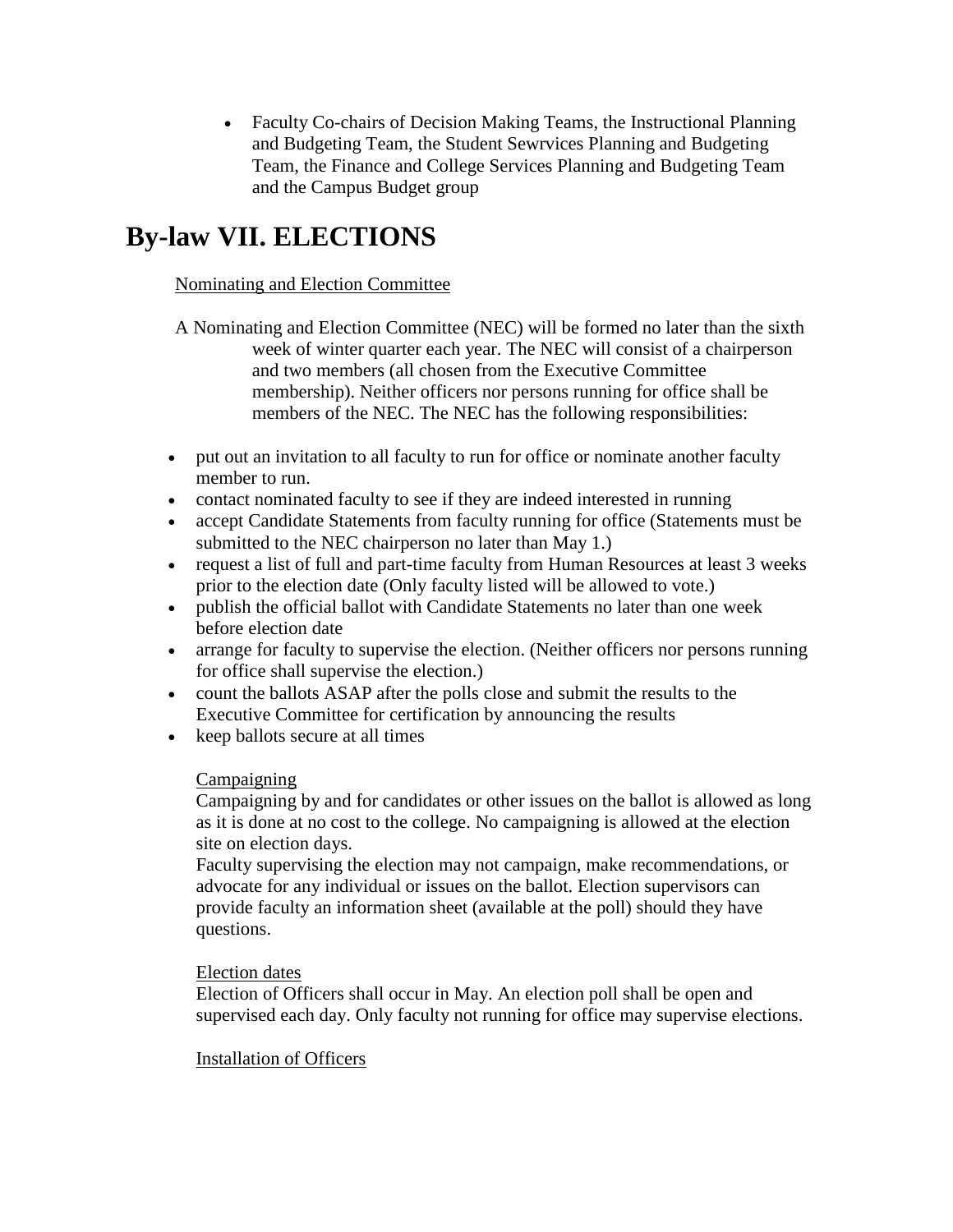- Faculty Co-chairs of Decision Making Teams, the Instructional Planning and Budgeting Team, the Student Sewrvices Planning and Budgeting Team, the Finance and College Services Planning and Budgeting Team and the Campus Budget group

# By-law VII. ELECTIONS

Nominating and Election Committee

A Nominating and Election Committee (NEC) will be formed no later than the sixth week of winter quarter each year. The NEC will consist of a chairperson and two members (all chosen from the Executive Committee membership). Neither officers nor persons running for office shall be members of the NEC. The NEC has the following responsibilities:

- put out an invitation to all faculty to run for office or nominate another faculty member to run.
- contact nominated faculty to see if they are indeed interested in running
- accept Candidate Statements from faculty running for office (Statements must be submitted to the NEC chairperson no later than May 1.)
- request a list of full and part-time faculty from Human Resources at least 3 weeks prior to the election date (Only faculty listed will be allowed to vote.)
- publish the official ballot with Candidate Statements no later than one week before election date
- arrange for faculty to supervise the election. (Neither officers nor persons running for office shall supervise the election.)
- count the ballots ASAP after the polls close and submit the results to the Executive Committee for certification by announcing the results
- keep ballots secure at all times

Campaigning

Campaigning by and for candidates or other issues on the ballot is allowed as long as it is done at no cost to the college. No campaigning is allowed at the election site on election days.

Faculty supervising the election may not campaign, make recommendations, or advocate for any individual or issues on the ballot. Election supervisors can provide faculty an information sheet (available at the poll) should they have questions.

Election dates

Election of Officers shall occur in May. An election poll shall be open and supervised each day. Only faculty not running for office may supervise elections.

Installation of Officers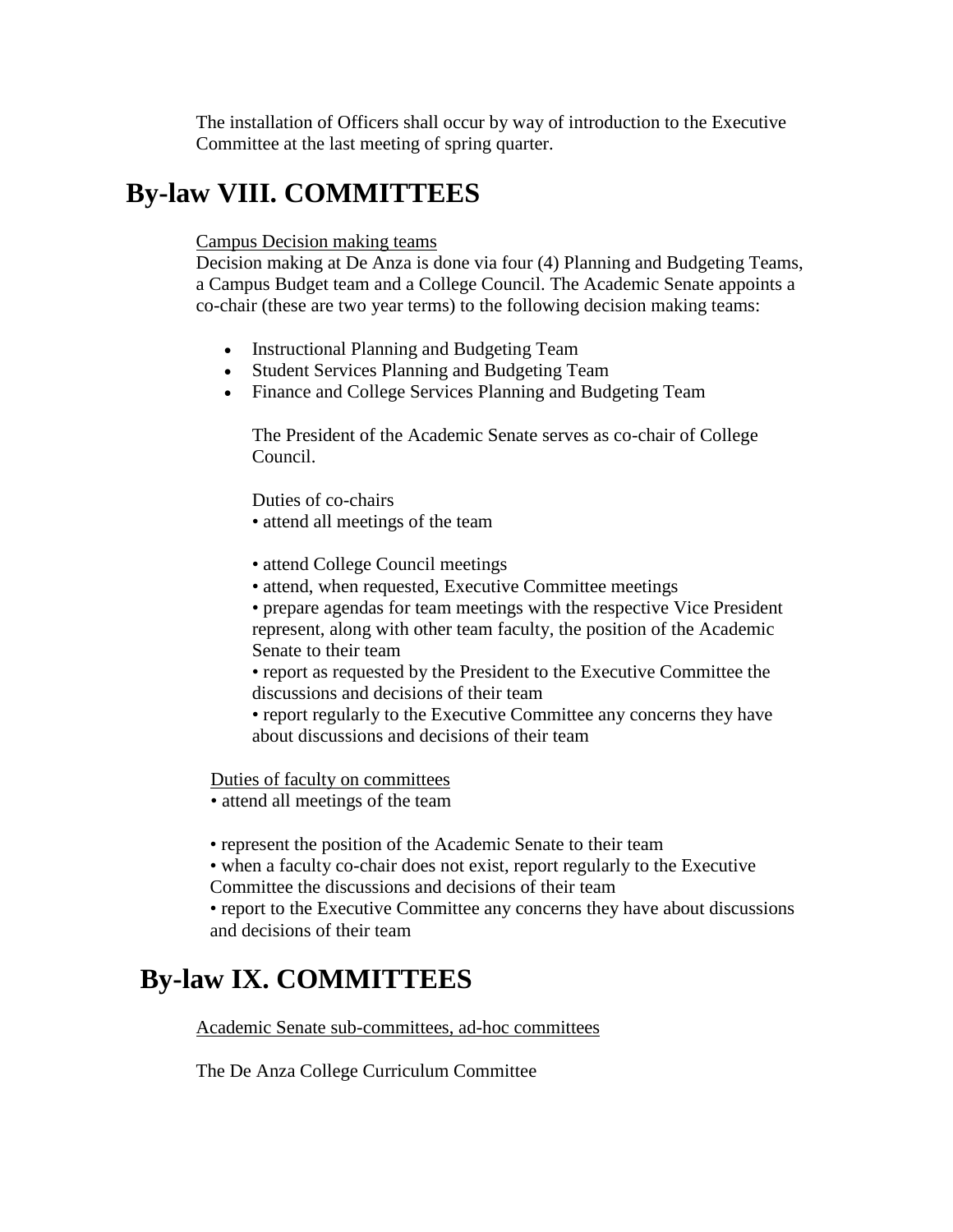The installation of Officers shall occur by way of introduction to the Executive Committee at the last meeting of spring quarter.

# By-law VIII. COMMITTEES

Campus Decision making teams

Decision making at De Anza is done via four (4) Planning and Budgeting Teams, a Campus Budget team and a College Council. The Academic Senate appoints a co-chair (these are two year terms) to the following decision making teams:

- Instructional Planning and Budgeting Team
- Student Services Planning and Budgeting Team
- Finance and College Services Planning and Budgeting Team

The President of the Academic Senate serves as co-chair of College Council.

Duties of co-chairs

- attend all meetings of the team
- attend College Council meetings
- attend, when requested, Executive Committee meetings
- prepare agendas for team meetings with the respective Vice President represent, along with other team faculty, the position of the Academic Senate to their team
- report as requested by the President to the Executive Committee the discussions and decisions of their team
- report regularly to the Executive Committee any concerns they have about discussions and decisions of their team

Duties of faculty on committees

- attend all meetings of the team
- represent the position of the Academic Senate to their team
- when a faculty co-chair does not exist, report regularly to the Executive Committee the discussions and decisions of their team
- report to the Executive Committee any concerns they have about discussions and decisions of their team

# By-law IX. COMMITTEES

Academic Senate sub-committees, ad-hoc committees

The De Anza College Curriculum Committee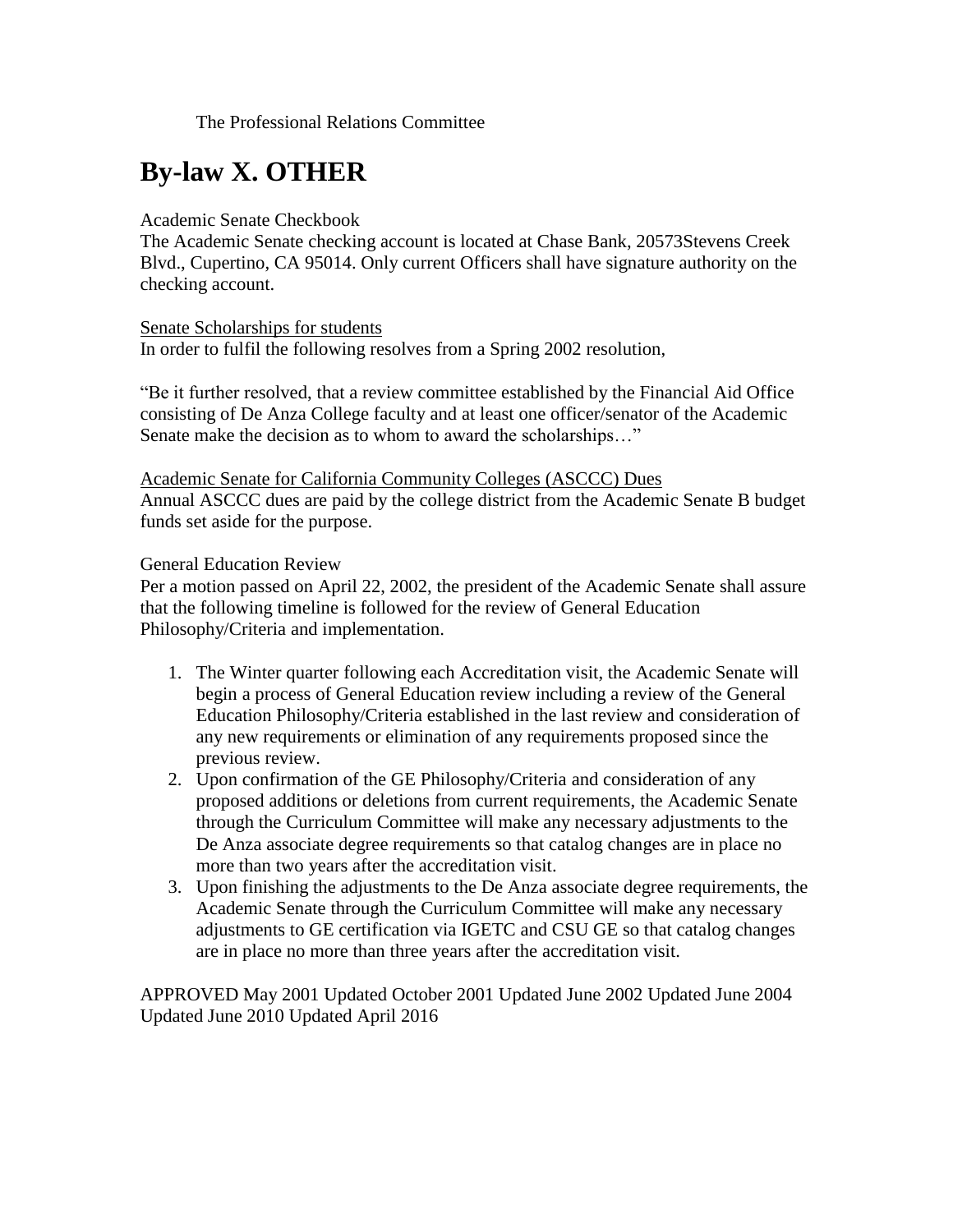The Professional Relations Committee

# By-law X. OTHER

Academic Senate Checkbook
The Academic Senate checking account is located at Chase Bank, 20573Stevens Creek Blvd., Cupertino, CA 95014. Only current Officers shall have signature authority on the checking account.

Senate Scholarships for students
In order to fulfil the following resolves from a Spring 2002 resolution,

"Be it further resolved, that a review committee established by the Financial Aid Office consisting of De Anza College faculty and at least one officer/senator of the Academic Senate make the decision as to whom to award the scholarships…"

Academic Senate for California Community Colleges (ASCCC) Dues
Annual ASCCC dues are paid by the college district from the Academic Senate B budget funds set aside for the purpose.

General Education Review
Per a motion passed on April 22, 2002, the president of the Academic Senate shall assure that the following timeline is followed for the review of General Education Philosophy/Criteria and implementation.

1. The Winter quarter following each Accreditation visit, the Academic Senate will begin a process of General Education review including a review of the General Education Philosophy/Criteria established in the last review and consideration of any new requirements or elimination of any requirements proposed since the previous review.
2. Upon confirmation of the GE Philosophy/Criteria and consideration of any proposed additions or deletions from current requirements, the Academic Senate through the Curriculum Committee will make any necessary adjustments to the De Anza associate degree requirements so that catalog changes are in place no more than two years after the accreditation visit.
3. Upon finishing the adjustments to the De Anza associate degree requirements, the Academic Senate through the Curriculum Committee will make any necessary adjustments to GE certification via IGETC and CSU GE so that catalog changes are in place no more than three years after the accreditation visit.

APPROVED May 2001 Updated October 2001 Updated June 2002 Updated June 2004 Updated June 2010 Updated April 2016